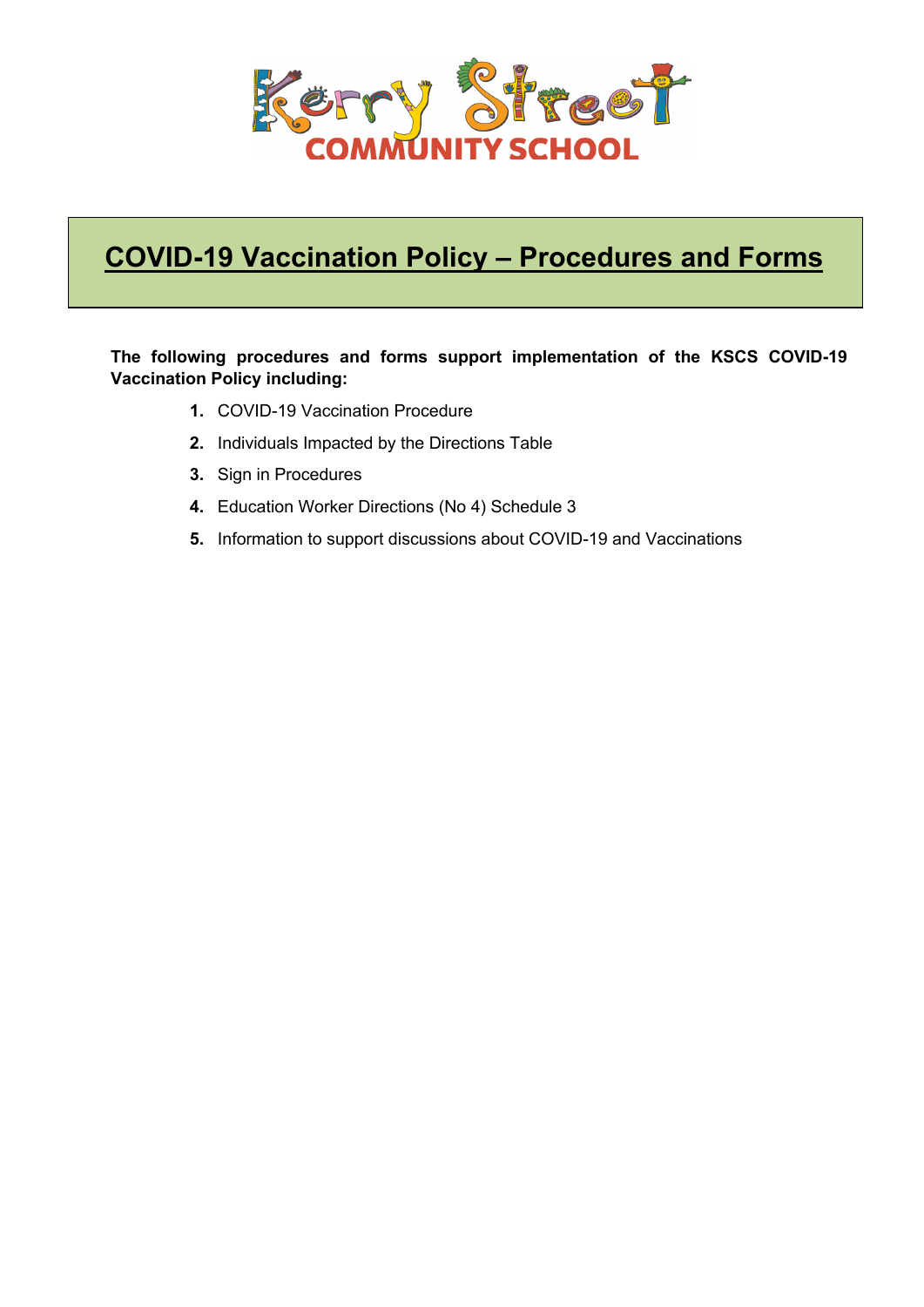Kerry Street COMMUNITY SCHOOL

# COVID-19 Vaccination Policy – Procedures and Forms

**The following procedures and forms support implementation of the KSCS COVID-19 Vaccination Policy including:**

1. COVID-19 Vaccination Procedure
2. Individuals Impacted by the Directions Table
3. Sign in Procedures
4. Education Worker Directions (No 4) Schedule 3
5. Information to support discussions about COVID-19 and Vaccinations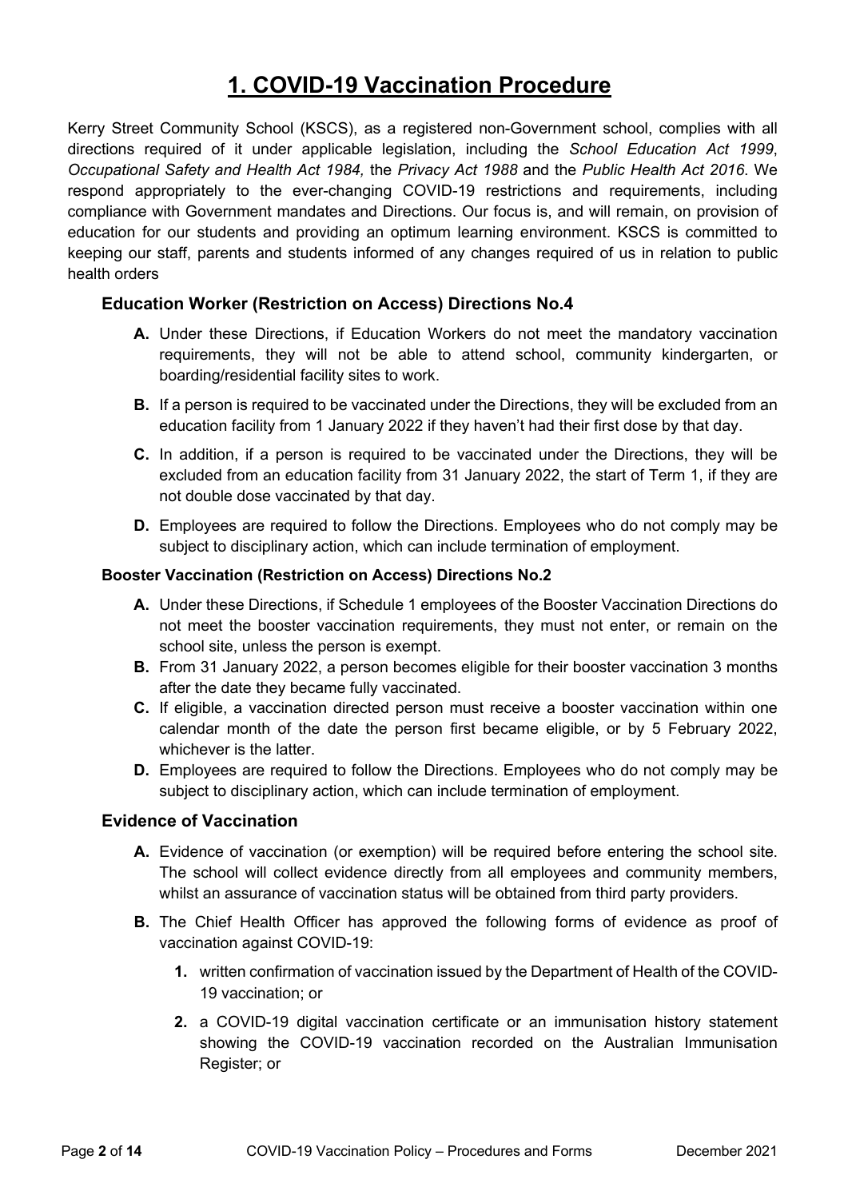# 1. COVID-19 Vaccination Procedure

Kerry Street Community School (KSCS), as a registered non-Government school, complies with all directions required of it under applicable legislation, including the *School Education Act 1999*, *Occupational Safety and Health Act 1984,* the *Privacy Act 1988* and the *Public Health Act 2016*. We respond appropriately to the ever-changing COVID-19 restrictions and requirements, including compliance with Government mandates and Directions. Our focus is, and will remain, on provision of education for our students and providing an optimum learning environment. KSCS is committed to keeping our staff, parents and students informed of any changes required of us in relation to public health orders

## Education Worker (Restriction on Access) Directions No.4

**A.** Under these Directions, if Education Workers do not meet the mandatory vaccination requirements, they will not be able to attend school, community kindergarten, or boarding/residential facility sites to work.

**B.** If a person is required to be vaccinated under the Directions, they will be excluded from an education facility from 1 January 2022 if they haven't had their first dose by that day.

**C.** In addition, if a person is required to be vaccinated under the Directions, they will be excluded from an education facility from 31 January 2022, the start of Term 1, if they are not double dose vaccinated by that day.

**D.** Employees are required to follow the Directions. Employees who do not comply may be subject to disciplinary action, which can include termination of employment.

### Booster Vaccination (Restriction on Access) Directions No.2

**A.** Under these Directions, if Schedule 1 employees of the Booster Vaccination Directions do not meet the booster vaccination requirements, they must not enter, or remain on the school site, unless the person is exempt.

**B.** From 31 January 2022, a person becomes eligible for their booster vaccination 3 months after the date they became fully vaccinated.

**C.** If eligible, a vaccination directed person must receive a booster vaccination within one calendar month of the date the person first became eligible, or by 5 February 2022, whichever is the latter.

**D.** Employees are required to follow the Directions. Employees who do not comply may be subject to disciplinary action, which can include termination of employment.

## Evidence of Vaccination

**A.** Evidence of vaccination (or exemption) will be required before entering the school site. The school will collect evidence directly from all employees and community members, whilst an assurance of vaccination status will be obtained from third party providers.

**B.** The Chief Health Officer has approved the following forms of evidence as proof of vaccination against COVID-19:

1. written confirmation of vaccination issued by the Department of Health of the COVID-19 vaccination; or

2. a COVID-19 digital vaccination certificate or an immunisation history statement showing the COVID-19 vaccination recorded on the Australian Immunisation Register; or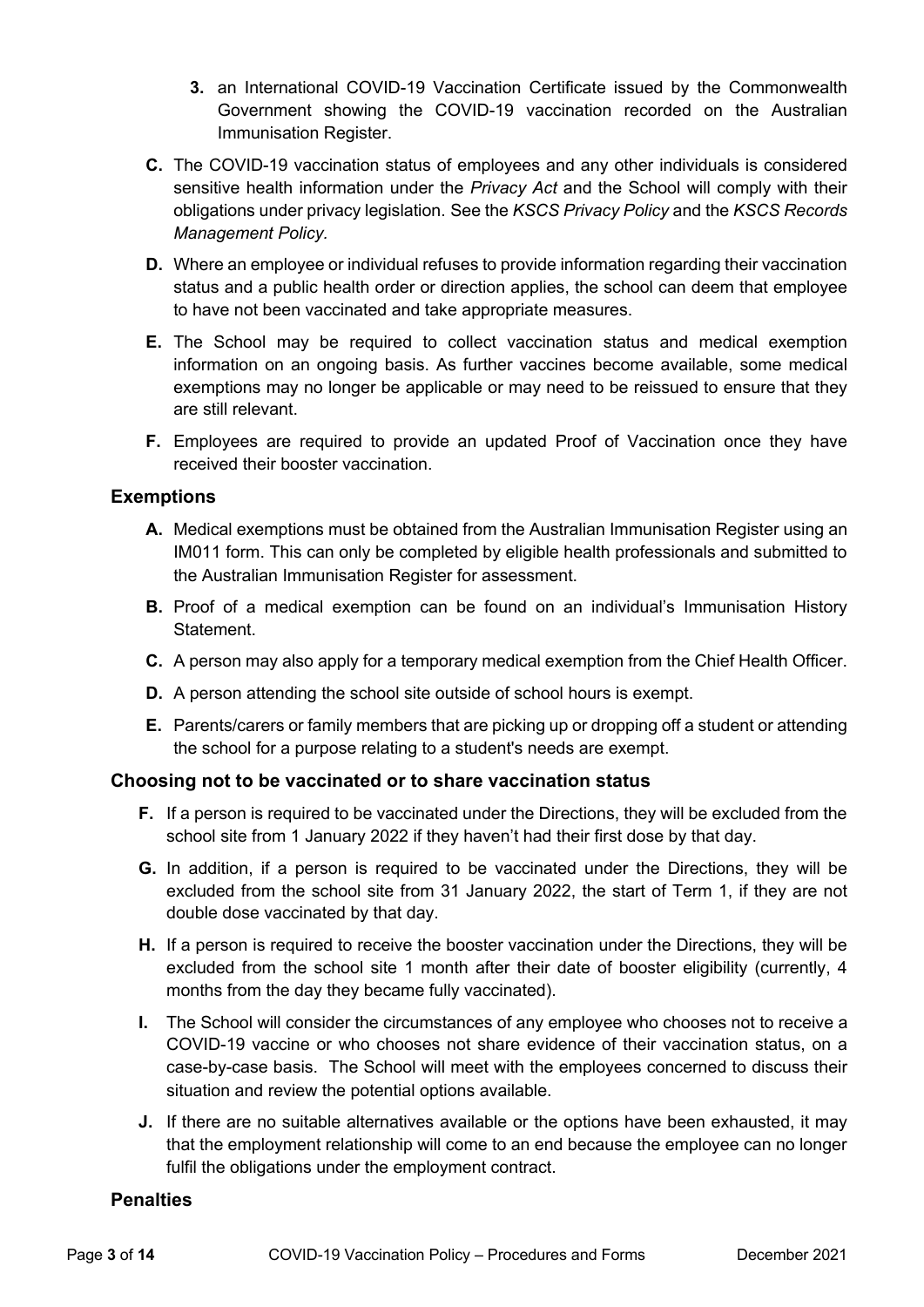3. an International COVID-19 Vaccination Certificate issued by the Commonwealth Government showing the COVID-19 vaccination recorded on the Australian Immunisation Register.

**C.** The COVID-19 vaccination status of employees and any other individuals is considered sensitive health information under the *Privacy Act* and the School will comply with their obligations under privacy legislation. See the *KSCS Privacy Policy* and the *KSCS Records Management Policy.*

**D.** Where an employee or individual refuses to provide information regarding their vaccination status and a public health order or direction applies, the school can deem that employee to have not been vaccinated and take appropriate measures.

**E.** The School may be required to collect vaccination status and medical exemption information on an ongoing basis. As further vaccines become available, some medical exemptions may no longer be applicable or may need to be reissued to ensure that they are still relevant.

**F.** Employees are required to provide an updated Proof of Vaccination once they have received their booster vaccination.

### Exemptions

**A.** Medical exemptions must be obtained from the Australian Immunisation Register using an IM011 form. This can only be completed by eligible health professionals and submitted to the Australian Immunisation Register for assessment.

**B.** Proof of a medical exemption can be found on an individual's Immunisation History Statement.

**C.** A person may also apply for a temporary medical exemption from the Chief Health Officer.

**D.** A person attending the school site outside of school hours is exempt.

**E.** Parents/carers or family members that are picking up or dropping off a student or attending the school for a purpose relating to a student's needs are exempt.

### Choosing not to be vaccinated or to share vaccination status

**F.** If a person is required to be vaccinated under the Directions, they will be excluded from the school site from 1 January 2022 if they haven't had their first dose by that day.

**G.** In addition, if a person is required to be vaccinated under the Directions, they will be excluded from the school site from 31 January 2022, the start of Term 1, if they are not double dose vaccinated by that day.

**H.** If a person is required to receive the booster vaccination under the Directions, they will be excluded from the school site 1 month after their date of booster eligibility (currently, 4 months from the day they became fully vaccinated).

**I.** The School will consider the circumstances of any employee who chooses not to receive a COVID-19 vaccine or who chooses not share evidence of their vaccination status, on a case-by-case basis. The School will meet with the employees concerned to discuss their situation and review the potential options available.

**J.** If there are no suitable alternatives available or the options have been exhausted, it may that the employment relationship will come to an end because the employee can no longer fulfil the obligations under the employment contract.

### Penalties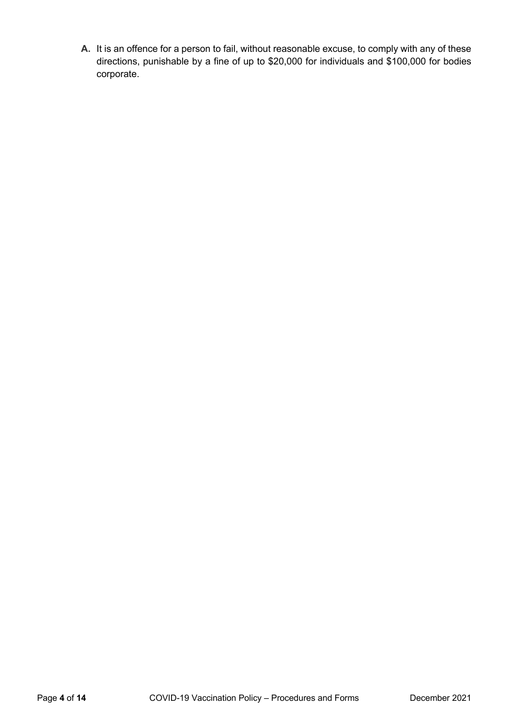**A.** It is an offence for a person to fail, without reasonable excuse, to comply with any of these directions, punishable by a fine of up to $20,000 for individuals and $100,000 for bodies corporate.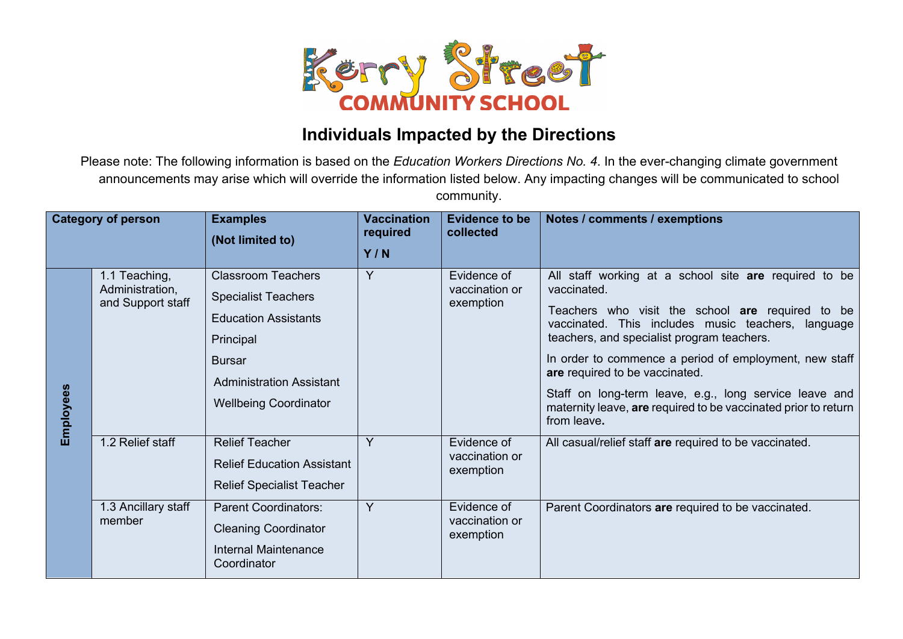# Individuals Impacted by the Directions

Please note: The following information is based on the *Education Workers Directions No. 4*. In the ever-changing climate government announcements may arise which will override the information listed below. Any impacting changes will be communicated to school community.

| Category of person | | Examples (Not limited to) | Vaccination required Y / N | Evidence to be collected | Notes / comments / exemptions |
|---|---|---|---|---|---|
| **Employees** | 1.1 Teaching, Administration, and Support staff | Classroom Teachers<br>Specialist Teachers<br>Education Assistants<br>Principal<br>Bursar<br>Administration Assistant<br>Wellbeing Coordinator | Y | Evidence of vaccination or exemption | All staff working at a school site **are** required to be vaccinated.<br>Teachers who visit the school **are** required to be vaccinated. This includes music teachers, language teachers, and specialist program teachers.<br>In order to commence a period of employment, new staff **are** required to be vaccinated.<br>Staff on long-term leave, e.g., long service leave and maternity leave, **are** required to be vaccinated prior to return from leave**.** |
| | 1.2 Relief staff | Relief Teacher<br>Relief Education Assistant<br>Relief Specialist Teacher | Y | Evidence of vaccination or exemption | All casual/relief staff **are** required to be vaccinated. |
| | 1.3 Ancillary staff member | Parent Coordinators:<br>Cleaning Coordinator<br>Internal Maintenance Coordinator | Y | Evidence of vaccination or exemption | Parent Coordinators **are** required to be vaccinated. |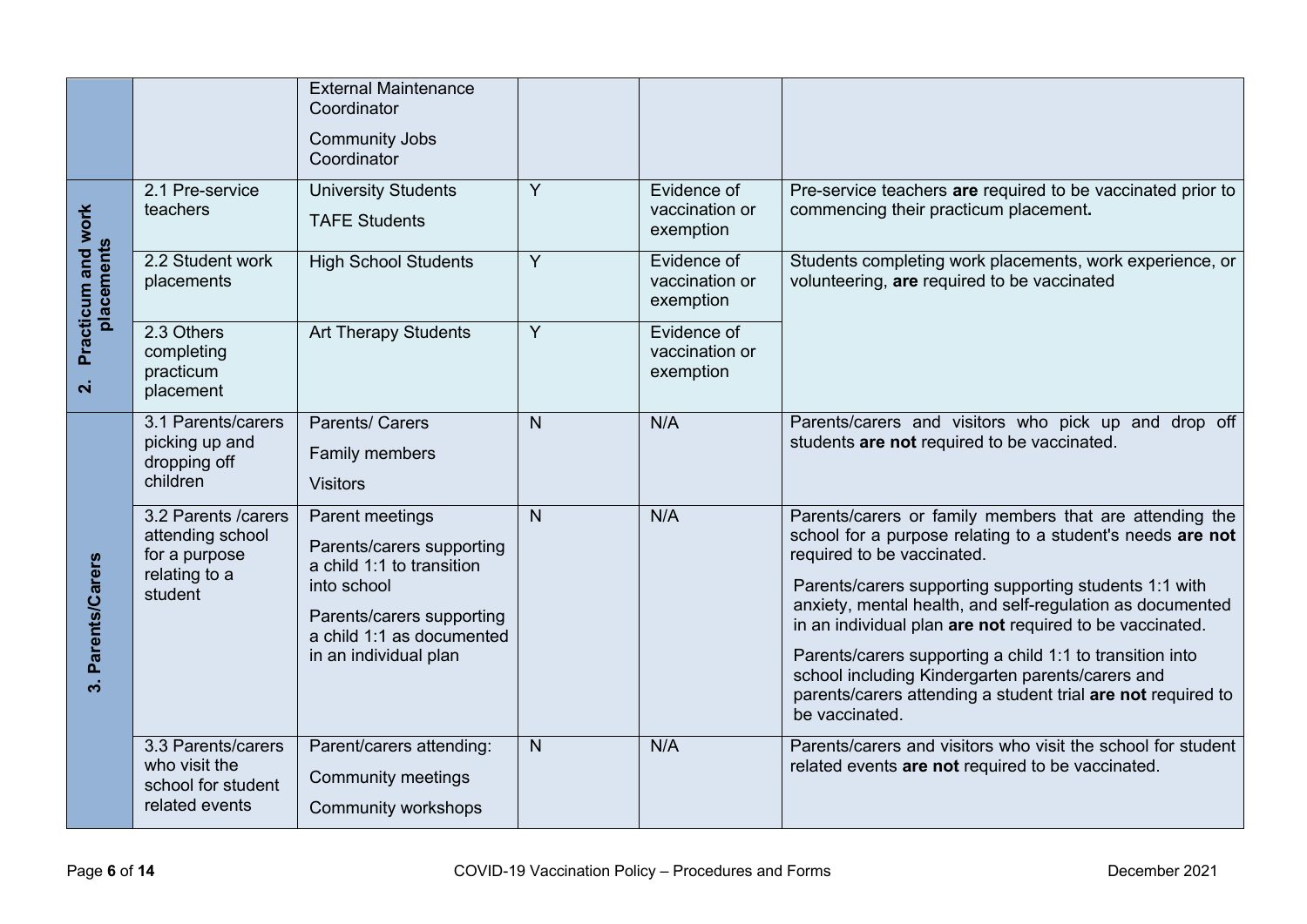| | | | | | |
|---|---|---|---|---|---|
| | | External Maintenance Coordinator<br>Community Jobs Coordinator | | | |
| 2. Practicum and work placements | 2.1 Pre-service teachers | University Students<br>TAFE Students | Y | Evidence of vaccination or exemption | Pre-service teachers **are** required to be vaccinated prior to commencing their practicum placement**.** |
| | 2.2 Student work placements | High School Students | Y | Evidence of vaccination or exemption | Students completing work placements, work experience, or volunteering, **are** required to be vaccinated |
| | 2.3 Others completing practicum placement | Art Therapy Students | Y | Evidence of vaccination or exemption | |
| 3. Parents/Carers | 3.1 Parents/carers picking up and dropping off children | Parents/ Carers<br>Family members<br>Visitors | N | N/A | Parents/carers and visitors who pick up and drop off students **are not** required to be vaccinated. |
| | 3.2 Parents /carers attending school for a purpose relating to a student | Parent meetings<br>Parents/carers supporting a child 1:1 to transition into school<br>Parents/carers supporting a child 1:1 as documented in an individual plan | N | N/A | Parents/carers or family members that are attending the school for a purpose relating to a student's needs **are not** required to be vaccinated.<br>Parents/carers supporting supporting students 1:1 with anxiety, mental health, and self-regulation as documented in an individual plan **are not** required to be vaccinated.<br>Parents/carers supporting a child 1:1 to transition into school including Kindergarten parents/carers and parents/carers attending a student trial **are not** required to be vaccinated. |
| | 3.3 Parents/carers who visit the school for student related events | Parent/carers attending:<br>Community meetings<br>Community workshops | N | N/A | Parents/carers and visitors who visit the school for student related events **are not** required to be vaccinated. |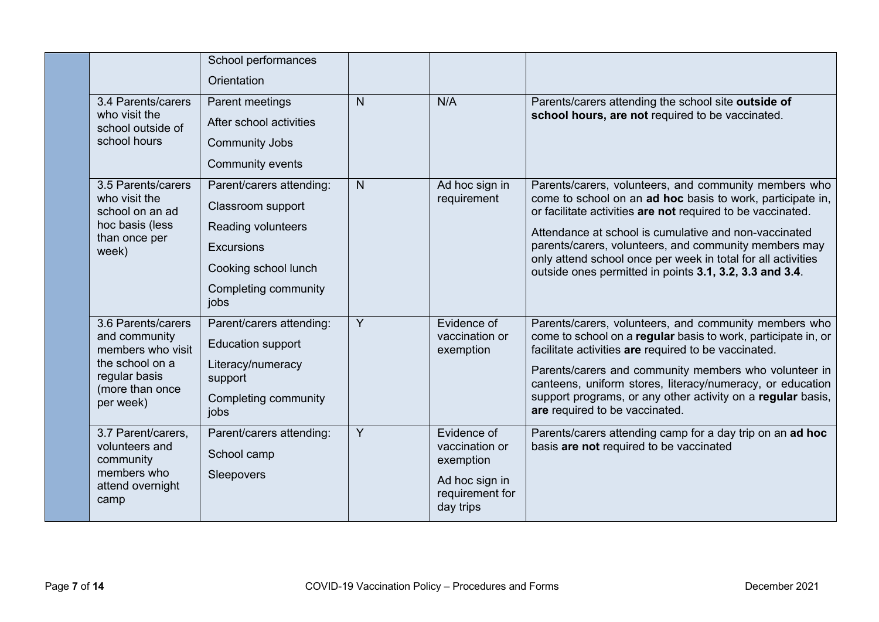| | | | | | |
|---|---|---|---|---|---|
| | | School performances<br>Orientation | | | |
| | 3.4 Parents/carers who visit the school outside of school hours | Parent meetings<br>After school activities<br>Community Jobs<br>Community events | N | N/A | Parents/carers attending the school site **outside of school hours, are not** required to be vaccinated. |
| | 3.5 Parents/carers who visit the school on an ad hoc basis (less than once per week) | Parent/carers attending:<br>Classroom support<br>Reading volunteers<br>Excursions<br>Cooking school lunch<br>Completing community jobs | N | Ad hoc sign in requirement | Parents/carers, volunteers, and community members who come to school on an **ad hoc** basis to work, participate in, or facilitate activities **are not** required to be vaccinated.<br>Attendance at school is cumulative and non-vaccinated parents/carers, volunteers, and community members may only attend school once per week in total for all activities outside ones permitted in points **3.1, 3.2, 3.3 and 3.4**. |
| | 3.6 Parents/carers and community members who visit the school on a regular basis (more than once per week) | Parent/carers attending:<br>Education support<br>Literacy/numeracy support<br>Completing community jobs | Y | Evidence of vaccination or exemption | Parents/carers, volunteers, and community members who come to school on a **regular** basis to work, participate in, or facilitate activities **are** required to be vaccinated.<br>Parents/carers and community members who volunteer in canteens, uniform stores, literacy/numeracy, or education support programs, or any other activity on a **regular** basis, **are** required to be vaccinated. |
| | 3.7 Parent/carers, volunteers and community members who attend overnight camp | Parent/carers attending:<br>School camp<br>Sleepovers | Y | Evidence of vaccination or exemption<br>Ad hoc sign in requirement for day trips | Parents/carers attending camp for a day trip on an **ad hoc** basis **are not** required to be vaccinated |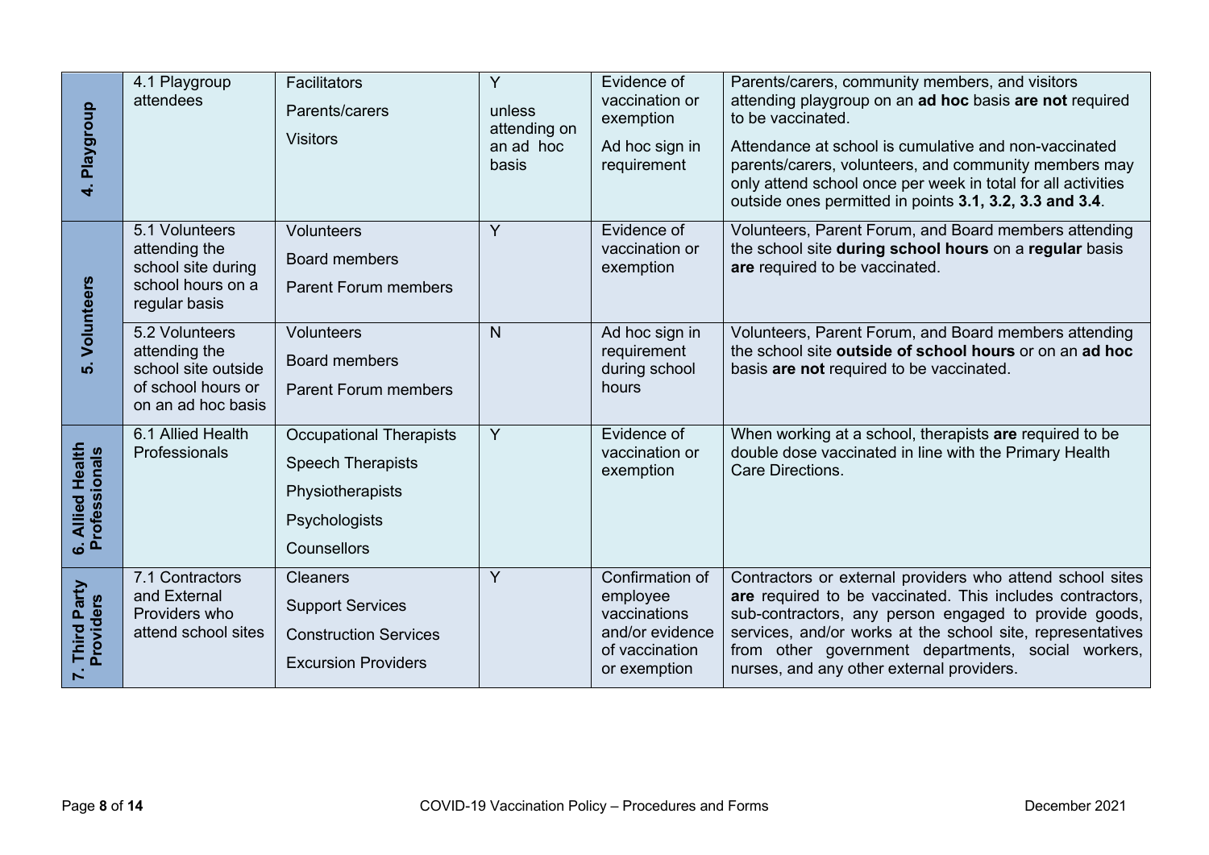| | | | | | |
|---|---|---|---|---|---|
| **4. Playgroup** | 4.1 Playgroup attendees | Facilitators<br>Parents/carers<br>Visitors | Y<br>unless attending on an ad hoc basis | Evidence of vaccination or exemption<br>Ad hoc sign in requirement | Parents/carers, community members, and visitors attending playgroup on an **ad hoc** basis **are not** required to be vaccinated.<br>Attendance at school is cumulative and non-vaccinated parents/carers, volunteers, and community members may only attend school once per week in total for all activities outside ones permitted in points **3.1, 3.2, 3.3 and 3.4**. |
| **5. Volunteers** | 5.1 Volunteers attending the school site during school hours on a regular basis | Volunteers<br>Board members<br>Parent Forum members | Y | Evidence of vaccination or exemption | Volunteers, Parent Forum, and Board members attending the school site **during school hours** on a **regular** basis **are** required to be vaccinated. |
| | 5.2 Volunteers attending the school site outside of school hours or on an ad hoc basis | Volunteers<br>Board members<br>Parent Forum members | N | Ad hoc sign in requirement during school hours | Volunteers, Parent Forum, and Board members attending the school site **outside of school hours** or on an **ad hoc** basis **are not** required to be vaccinated. |
| **6. Allied Health Professionals** | 6.1 Allied Health Professionals | Occupational Therapists<br>Speech Therapists<br>Physiotherapists<br>Psychologists<br>Counsellors | Y | Evidence of vaccination or exemption | When working at a school, therapists **are** required to be double dose vaccinated in line with the Primary Health Care Directions. |
| **7. Third Party Providers** | 7.1 Contractors and External Providers who attend school sites | Cleaners<br>Support Services<br>Construction Services<br>Excursion Providers | Y | Confirmation of employee vaccinations and/or evidence of vaccination or exemption | Contractors or external providers who attend school sites **are** required to be vaccinated. This includes contractors, sub-contractors, any person engaged to provide goods, services, and/or works at the school site, representatives from other government departments, social workers, nurses, and any other external providers. |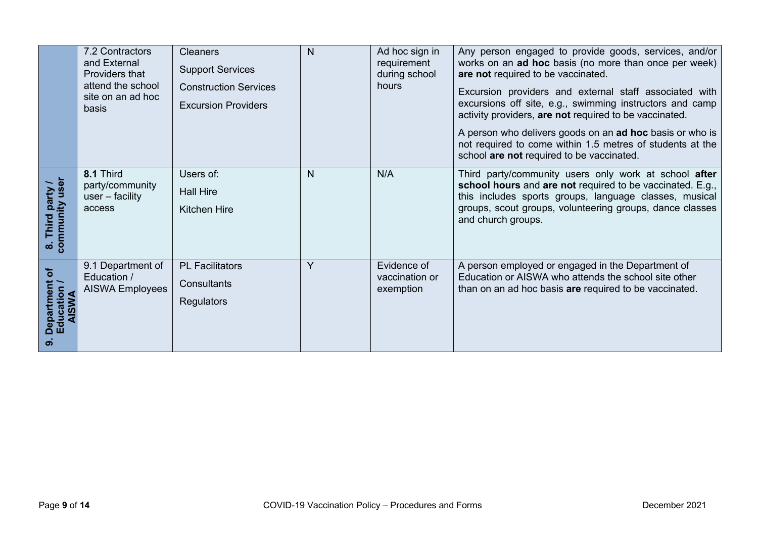| | | | | | |
|---|---|---|---|---|---|
| | 7.2 Contractors and External Providers that attend the school site on an ad hoc basis | Cleaners<br>Support Services<br>Construction Services<br>Excursion Providers | N | Ad hoc sign in requirement during school hours | Any person engaged to provide goods, services, and/or works on an **ad hoc** basis (no more than once per week) **are not** required to be vaccinated.<br>Excursion providers and external staff associated with excursions off site, e.g., swimming instructors and camp activity providers, **are not** required to be vaccinated.<br>A person who delivers goods on an **ad hoc** basis or who is not required to come within 1.5 metres of students at the school **are not** required to be vaccinated. |
| **8. Third party / community user** | **8.1** Third party/community user – facility access | Users of:<br>Hall Hire<br>Kitchen Hire | N | N/A | Third party/community users only work at school **after school hours** and **are not** required to be vaccinated. E.g., this includes sports groups, language classes, musical groups, scout groups, volunteering groups, dance classes and church groups. |
| **9. Department of Education / AISWA** | 9.1 Department of Education / AISWA Employees | PL Facilitators<br>Consultants<br>Regulators | Y | Evidence of vaccination or exemption | A person employed or engaged in the Department of Education or AISWA who attends the school site other than on an ad hoc basis **are** required to be vaccinated. |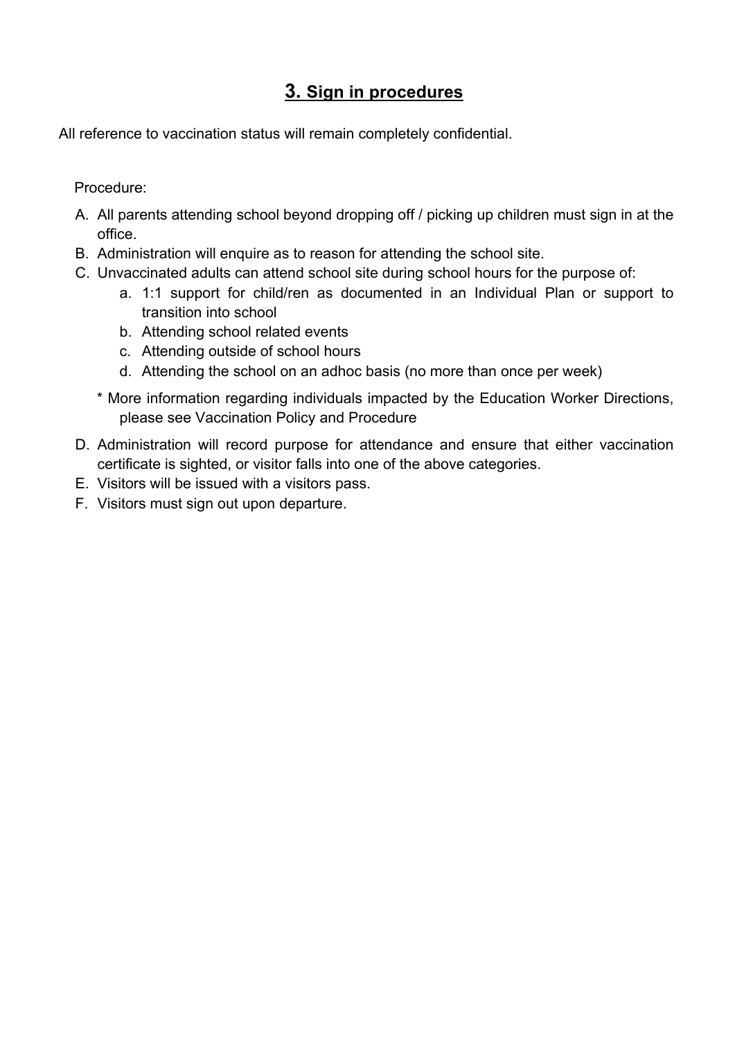## 3. Sign in procedures

All reference to vaccination status will remain completely confidential.

Procedure:

A. All parents attending school beyond dropping off / picking up children must sign in at the office.
B. Administration will enquire as to reason for attending the school site.
C. Unvaccinated adults can attend school site during school hours for the purpose of:
   a. 1:1 support for child/ren as documented in an Individual Plan or support to transition into school
   b. Attending school related events
   c. Attending outside of school hours
   d. Attending the school on an adhoc basis (no more than once per week)

   * More information regarding individuals impacted by the Education Worker Directions, please see Vaccination Policy and Procedure

D. Administration will record purpose for attendance and ensure that either vaccination certificate is sighted, or visitor falls into one of the above categories.
E. Visitors will be issued with a visitors pass.
F. Visitors must sign out upon departure.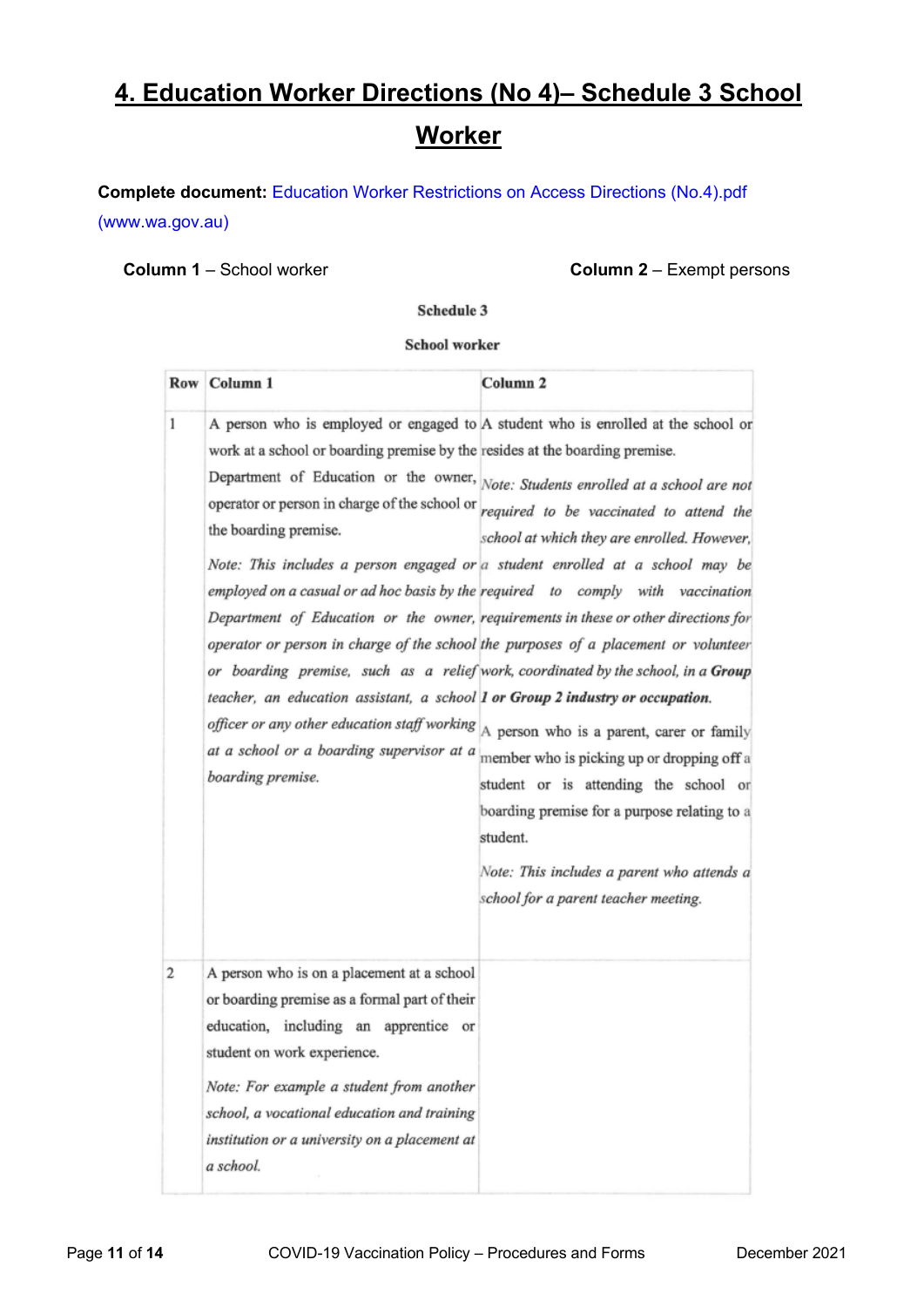# 4. Education Worker Directions (No 4)– Schedule 3 School Worker

**Complete document:** Education Worker Restrictions on Access Directions (No.4).pdf (www.wa.gov.au)

**Column 1** – School worker **Column 2** – Exempt persons

Schedule 3

School worker

| Row | Column 1 | Column 2 |
|---|---|---|
| 1 | A person who is employed or engaged to work at a school or boarding premise by the Department of Education or the owner, operator or person in charge of the school or the boarding premise.<br><br>*Note: This includes a person engaged or employed on a casual or ad hoc basis by the Department of Education or the owner, operator or person in charge of the school or boarding premise, such as a relief teacher, an education assistant, a school officer or any other education staff working at a school or a boarding supervisor at a boarding premise.* | A student who is enrolled at the school or resides at the boarding premise.<br><br>*Note: Students enrolled at a school are not required to be vaccinated to attend the school at which they are enrolled. However, a student enrolled at a school may be required to comply with vaccination requirements in these or other directions for the purposes of a placement or volunteer work, coordinated by the school, in a **Group 1 or Group 2 industry or occupation**.*<br><br>A person who is a parent, carer or family member who is picking up or dropping off a student or is attending the school or boarding premise for a purpose relating to a student.<br><br>*Note: This includes a parent who attends a school for a parent teacher meeting.* |
| 2 | A person who is on a placement at a school or boarding premise as a formal part of their education, including an apprentice or student on work experience.<br><br>*Note: For example a student from another school, a vocational education and training institution or a university on a placement at a school.* | |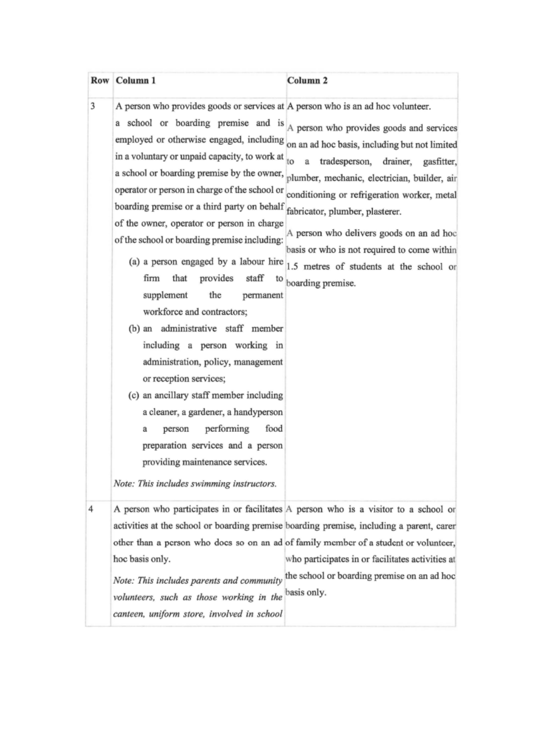| Row | Column 1 | Column 2 |
|---|---|---|
| 3 | A person who provides goods or services at a school or boarding premise and is employed or otherwise engaged, including in a voluntary or unpaid capacity, to work at a school or boarding premise by the owner, operator or person in charge of the school or boarding premise or a third party on behalf of the owner, operator or person in charge of the school or boarding premise including:<br>(a) a person engaged by a labour hire firm that provides staff to supplement the permanent workforce and contractors;<br>(b) an administrative staff member including a person working in administration, policy, management or reception services;<br>(c) an ancillary staff member including a cleaner, a gardener, a handyperson a person performing food preparation services and a person providing maintenance services.<br>*Note: This includes swimming instructors.* | A person who is an ad hoc volunteer.<br>A person who provides goods and services on an ad hoc basis, including but not limited to a tradesperson, drainer, gasfitter, plumber, mechanic, electrician, builder, air conditioning or refrigeration worker, metal fabricator, plumber, plasterer.<br>A person who delivers goods on an ad hoc basis or who is not required to come within 1.5 metres of students at the school or boarding premise. |
| 4 | A person who participates in or facilitates activities at the school or boarding premise other than a person who does so on an ad hoc basis only.<br>*Note: This includes parents and community volunteers, such as those working in the canteen, uniform store, involved in school* | A person who is a visitor to a school or boarding premise, including a parent, carer of family member of a student or volunteer, who participates in or facilitates activities at the school or boarding premise on an ad hoc basis only. |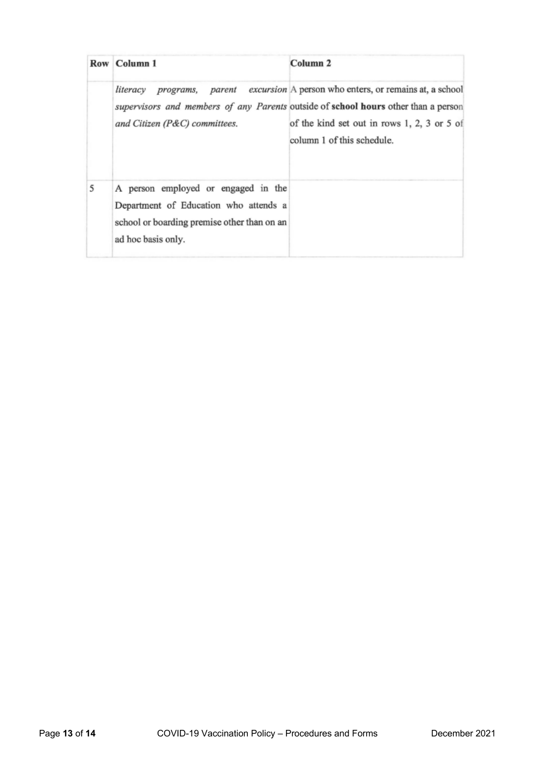| Row | Column 1 | Column 2 |
| --- | --- | --- |
| | *literacy programs, parent excursion supervisors and members of any Parents and Citizen (P&C) committees.* | A person who enters, or remains at, a school outside of **school hours** other than a person of the kind set out in rows 1, 2, 3 or 5 of column 1 of this schedule. |
| 5 | A person employed or engaged in the Department of Education who attends a school or boarding premise other than on an ad hoc basis only. | |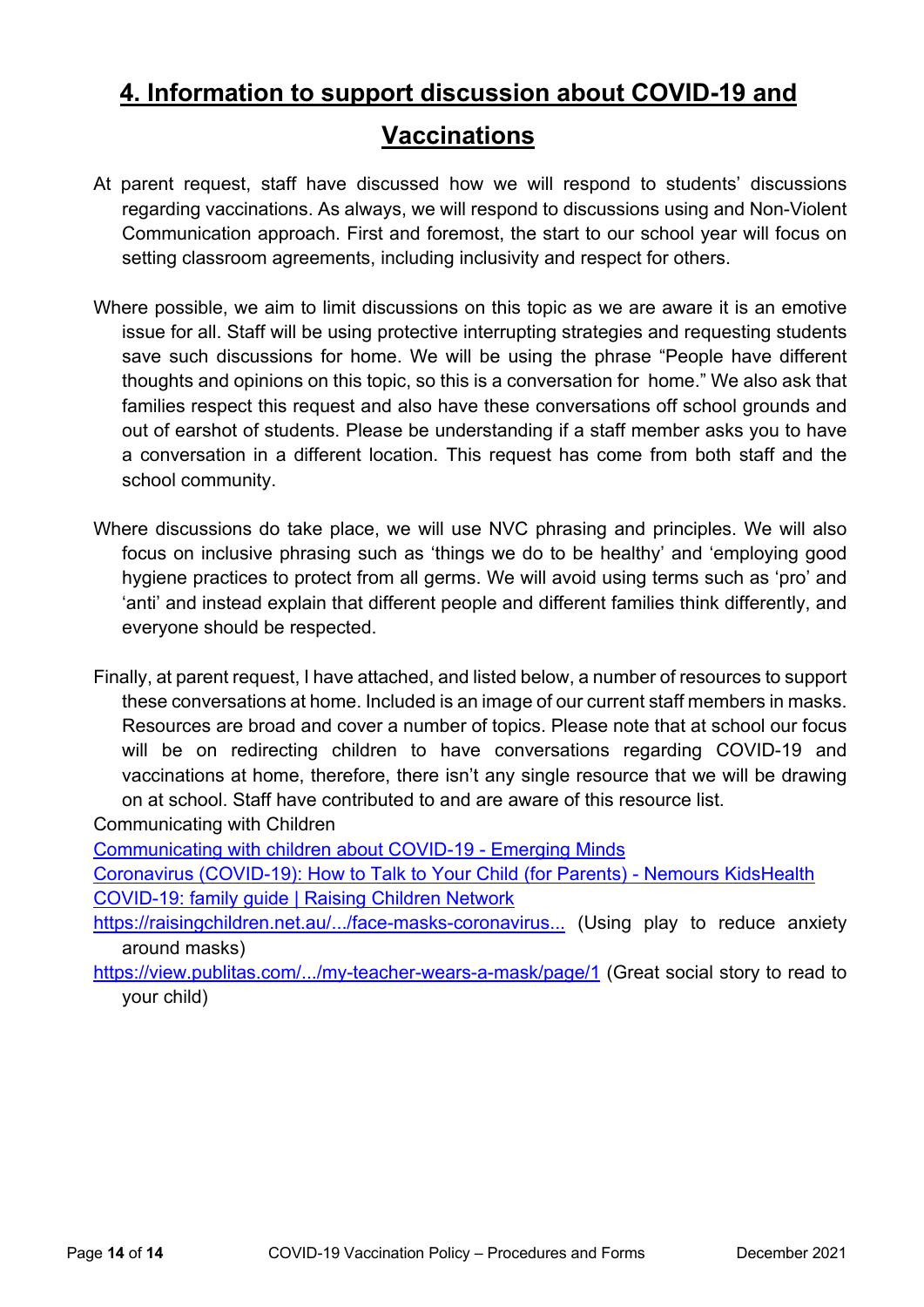# 4. Information to support discussion about COVID-19 and Vaccinations

At parent request, staff have discussed how we will respond to students' discussions regarding vaccinations. As always, we will respond to discussions using and Non-Violent Communication approach. First and foremost, the start to our school year will focus on setting classroom agreements, including inclusivity and respect for others.

Where possible, we aim to limit discussions on this topic as we are aware it is an emotive issue for all. Staff will be using protective interrupting strategies and requesting students save such discussions for home. We will be using the phrase "People have different thoughts and opinions on this topic, so this is a conversation for home." We also ask that families respect this request and also have these conversations off school grounds and out of earshot of students. Please be understanding if a staff member asks you to have a conversation in a different location. This request has come from both staff and the school community.

Where discussions do take place, we will use NVC phrasing and principles. We will also focus on inclusive phrasing such as 'things we do to be healthy' and 'employing good hygiene practices to protect from all germs. We will avoid using terms such as 'pro' and 'anti' and instead explain that different people and different families think differently, and everyone should be respected.

Finally, at parent request, I have attached, and listed below, a number of resources to support these conversations at home. Included is an image of our current staff members in masks. Resources are broad and cover a number of topics. Please note that at school our focus will be on redirecting children to have conversations regarding COVID-19 and vaccinations at home, therefore, there isn't any single resource that we will be drawing on at school. Staff have contributed to and are aware of this resource list.

Communicating with Children

Communicating with children about COVID-19 - Emerging Minds

Coronavirus (COVID-19): How to Talk to Your Child (for Parents) - Nemours KidsHealth

COVID-19: family guide | Raising Children Network

https://raisingchildren.net.au/.../face-masks-coronavirus... (Using play to reduce anxiety around masks)

https://view.publitas.com/.../my-teacher-wears-a-mask/page/1 (Great social story to read to your child)